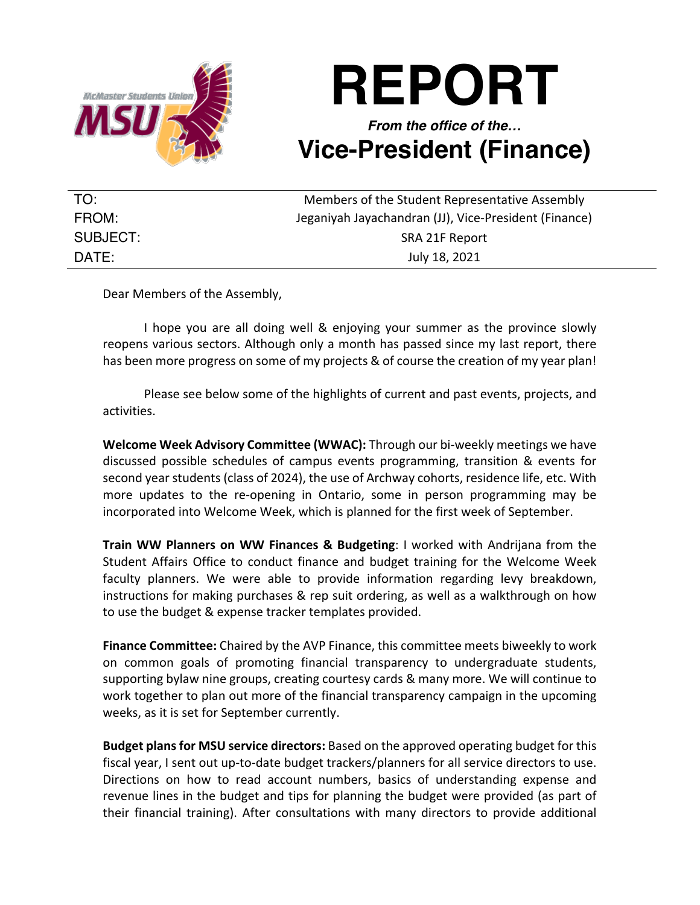# REPORT

***From the office of the…***

## Vice-President (Finance)

| | |
|---|---|
| TO: | Members of the Student Representative Assembly |
| FROM: | Jeganiyah Jayachandran (JJ), Vice-President (Finance) |
| SUBJECT: | SRA 21F Report |
| DATE: | July 18, 2021 |

Dear Members of the Assembly,

I hope you are all doing well & enjoying your summer as the province slowly reopens various sectors. Although only a month has passed since my last report, there has been more progress on some of my projects & of course the creation of my year plan!

Please see below some of the highlights of current and past events, projects, and activities.

**Welcome Week Advisory Committee (WWAC):** Through our bi-weekly meetings we have discussed possible schedules of campus events programming, transition & events for second year students (class of 2024), the use of Archway cohorts, residence life, etc. With more updates to the re-opening in Ontario, some in person programming may be incorporated into Welcome Week, which is planned for the first week of September.

**Train WW Planners on WW Finances & Budgeting**: I worked with Andrijana from the Student Affairs Office to conduct finance and budget training for the Welcome Week faculty planners. We were able to provide information regarding levy breakdown, instructions for making purchases & rep suit ordering, as well as a walkthrough on how to use the budget & expense tracker templates provided.

**Finance Committee:** Chaired by the AVP Finance, this committee meets biweekly to work on common goals of promoting financial transparency to undergraduate students, supporting bylaw nine groups, creating courtesy cards & many more. We will continue to work together to plan out more of the financial transparency campaign in the upcoming weeks, as it is set for September currently.

**Budget plans for MSU service directors:** Based on the approved operating budget for this fiscal year, I sent out up-to-date budget trackers/planners for all service directors to use. Directions on how to read account numbers, basics of understanding expense and revenue lines in the budget and tips for planning the budget were provided (as part of their financial training). After consultations with many directors to provide additional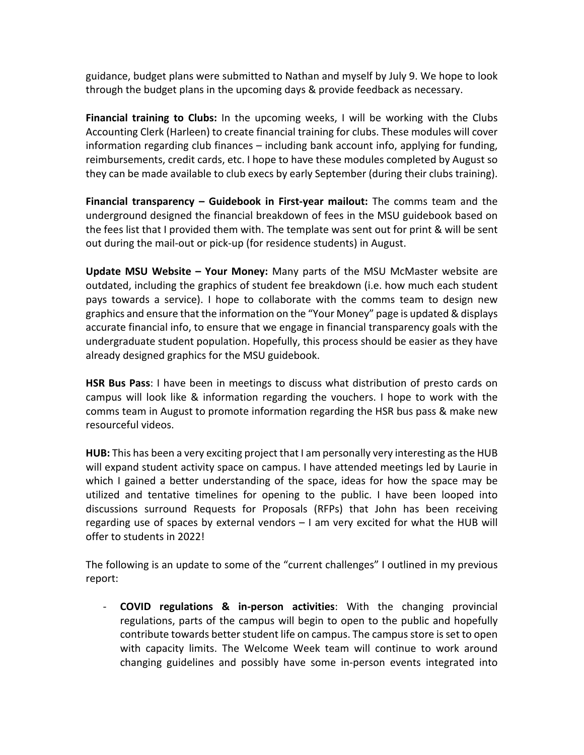guidance, budget plans were submitted to Nathan and myself by July 9. We hope to look through the budget plans in the upcoming days & provide feedback as necessary.

**Financial training to Clubs:** In the upcoming weeks, I will be working with the Clubs Accounting Clerk (Harleen) to create financial training for clubs. These modules will cover information regarding club finances – including bank account info, applying for funding, reimbursements, credit cards, etc. I hope to have these modules completed by August so they can be made available to club execs by early September (during their clubs training).

**Financial transparency – Guidebook in First-year mailout:** The comms team and the underground designed the financial breakdown of fees in the MSU guidebook based on the fees list that I provided them with. The template was sent out for print & will be sent out during the mail-out or pick-up (for residence students) in August.

**Update MSU Website – Your Money:** Many parts of the MSU McMaster website are outdated, including the graphics of student fee breakdown (i.e. how much each student pays towards a service). I hope to collaborate with the comms team to design new graphics and ensure that the information on the "Your Money" page is updated & displays accurate financial info, to ensure that we engage in financial transparency goals with the undergraduate student population. Hopefully, this process should be easier as they have already designed graphics for the MSU guidebook.

**HSR Bus Pass**: I have been in meetings to discuss what distribution of presto cards on campus will look like & information regarding the vouchers. I hope to work with the comms team in August to promote information regarding the HSR bus pass & make new resourceful videos.

**HUB:** This has been a very exciting project that I am personally very interesting as the HUB will expand student activity space on campus. I have attended meetings led by Laurie in which I gained a better understanding of the space, ideas for how the space may be utilized and tentative timelines for opening to the public. I have been looped into discussions surround Requests for Proposals (RFPs) that John has been receiving regarding use of spaces by external vendors – I am very excited for what the HUB will offer to students in 2022!

The following is an update to some of the "current challenges" I outlined in my previous report:

- **COVID regulations & in-person activities**: With the changing provincial regulations, parts of the campus will begin to open to the public and hopefully contribute towards better student life on campus. The campus store is set to open with capacity limits. The Welcome Week team will continue to work around changing guidelines and possibly have some in-person events integrated into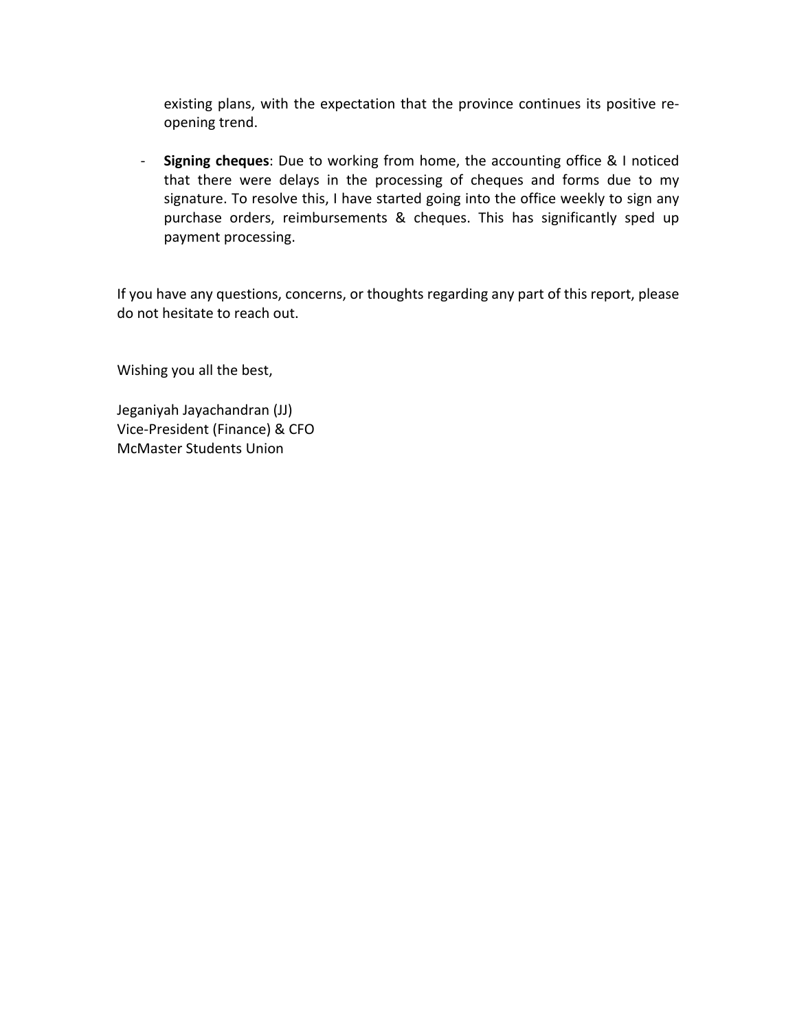existing plans, with the expectation that the province continues its positive re-opening trend.

- **Signing cheques**: Due to working from home, the accounting office & I noticed that there were delays in the processing of cheques and forms due to my signature. To resolve this, I have started going into the office weekly to sign any purchase orders, reimbursements & cheques. This has significantly sped up payment processing.

If you have any questions, concerns, or thoughts regarding any part of this report, please do not hesitate to reach out.

Wishing you all the best,

Jeganiyah Jayachandran (JJ)
Vice-President (Finance) & CFO
McMaster Students Union